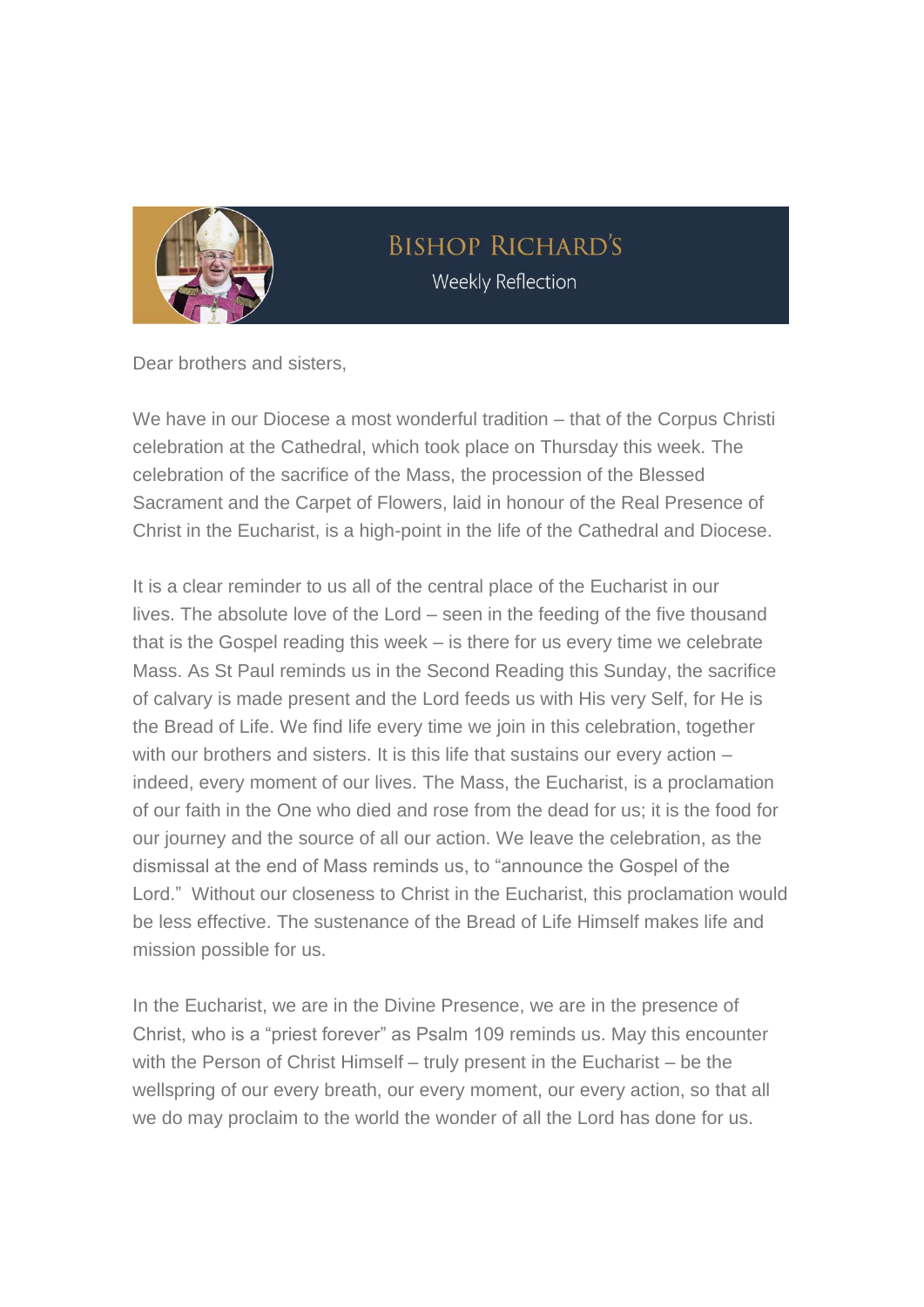# Bishop Richard's

Weekly Reflection

Dear brothers and sisters,

We have in our Diocese a most wonderful tradition – that of the Corpus Christi celebration at the Cathedral, which took place on Thursday this week. The celebration of the sacrifice of the Mass, the procession of the Blessed Sacrament and the Carpet of Flowers, laid in honour of the Real Presence of Christ in the Eucharist, is a high-point in the life of the Cathedral and Diocese.

It is a clear reminder to us all of the central place of the Eucharist in our lives. The absolute love of the Lord – seen in the feeding of the five thousand that is the Gospel reading this week – is there for us every time we celebrate Mass. As St Paul reminds us in the Second Reading this Sunday, the sacrifice of calvary is made present and the Lord feeds us with His very Self, for He is the Bread of Life. We find life every time we join in this celebration, together with our brothers and sisters. It is this life that sustains our every action – indeed, every moment of our lives. The Mass, the Eucharist, is a proclamation of our faith in the One who died and rose from the dead for us; it is the food for our journey and the source of all our action. We leave the celebration, as the dismissal at the end of Mass reminds us, to "announce the Gospel of the Lord." Without our closeness to Christ in the Eucharist, this proclamation would be less effective. The sustenance of the Bread of Life Himself makes life and mission possible for us.

In the Eucharist, we are in the Divine Presence, we are in the presence of Christ, who is a "priest forever" as Psalm 109 reminds us. May this encounter with the Person of Christ Himself – truly present in the Eucharist – be the wellspring of our every breath, our every moment, our every action, so that all we do may proclaim to the world the wonder of all the Lord has done for us.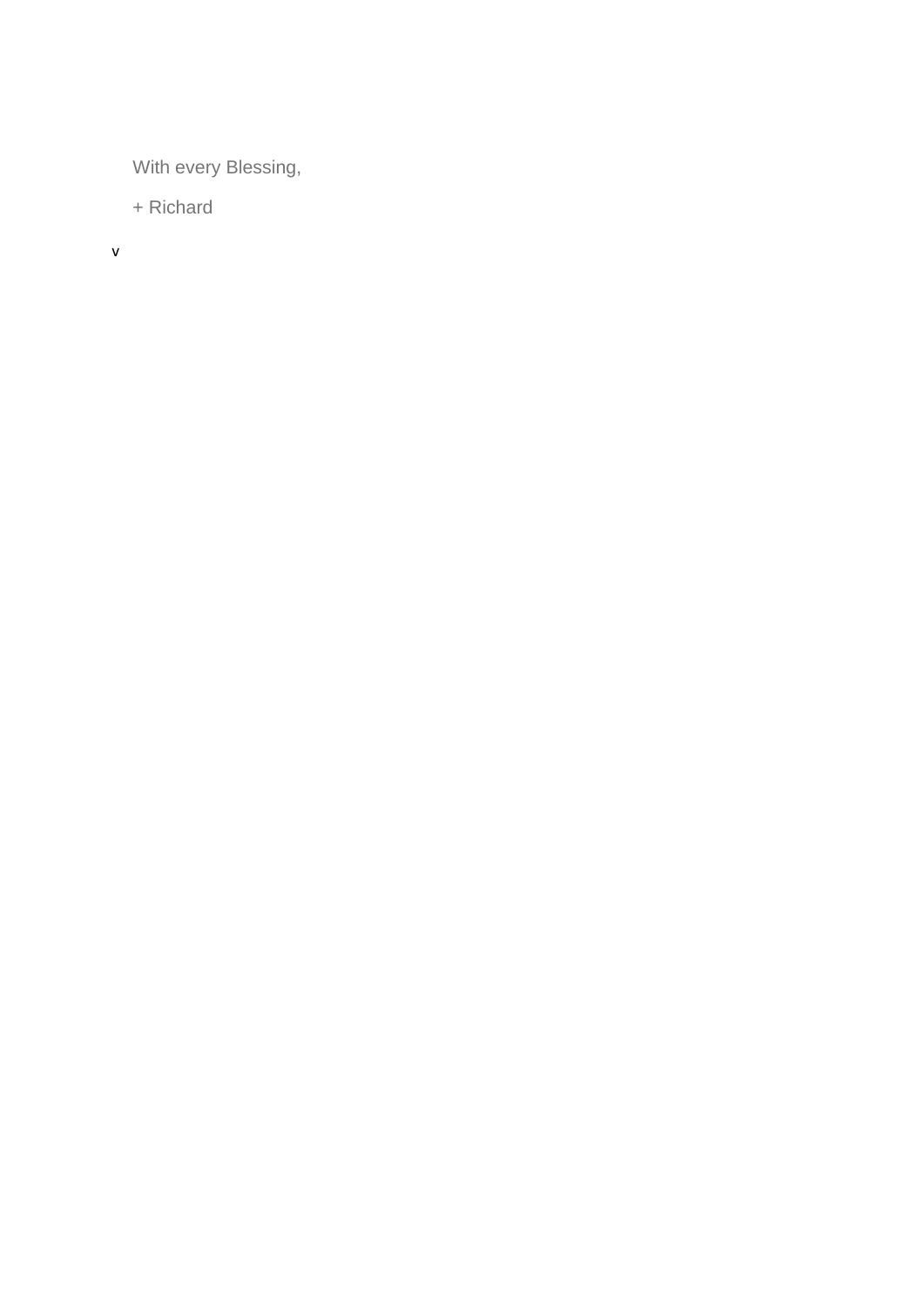With every Blessing,

+ Richard

v